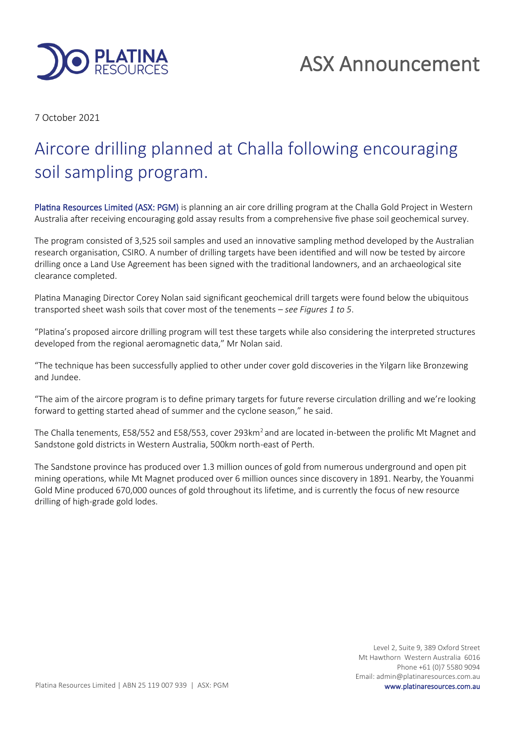# ASX Announcement

7 October 2021

# Aircore drilling planned at Challa following encouraging soil sampling program.

Platina Resources Limited (ASX: PGM) is planning an air core drilling program at the Challa Gold Project in Western Australia after receiving encouraging gold assay results from a comprehensive five phase soil geochemical survey.

The program consisted of 3,525 soil samples and used an innovative sampling method developed by the Australian research organisation, CSIRO. A number of drilling targets have been identified and will now be tested by aircore drilling once a Land Use Agreement has been signed with the traditional landowners, and an archaeological site clearance completed.

Platina Managing Director Corey Nolan said significant geochemical drill targets were found below the ubiquitous transported sheet wash soils that cover most of the tenements – *see Figures 1 to 5*.

"Platina's proposed aircore drilling program will test these targets while also considering the interpreted structures developed from the regional aeromagnetic data," Mr Nolan said.

"The technique has been successfully applied to other under cover gold discoveries in the Yilgarn like Bronzewing and Jundee.

"The aim of the aircore program is to define primary targets for future reverse circulation drilling and we're looking forward to getting started ahead of summer and the cyclone season," he said.

The Challa tenements, E58/552 and E58/553, cover 293km$^2$ and are located in-between the prolific Mt Magnet and Sandstone gold districts in Western Australia, 500km north-east of Perth.

The Sandstone province has produced over 1.3 million ounces of gold from numerous underground and open pit mining operations, while Mt Magnet produced over 6 million ounces since discovery in 1891. Nearby, the Youanmi Gold Mine produced 670,000 ounces of gold throughout its lifetime, and is currently the focus of new resource drilling of high-grade gold lodes.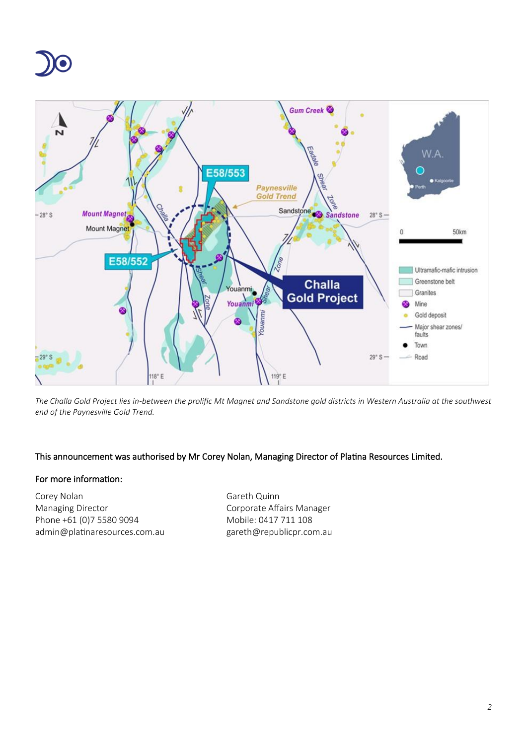*The Challa Gold Project lies in-between the prolific Mt Magnet and Sandstone gold districts in Western Australia at the southwest end of the Paynesville Gold Trend.*

This announcement was authorised by Mr Corey Nolan, Managing Director of Platina Resources Limited.

For more information:

Corey Nolan
Managing Director
Phone +61 (0)7 5580 9094
admin@platinaresources.com.au

Gareth Quinn
Corporate Affairs Manager
Mobile: 0417 711 108
gareth@republicpr.com.au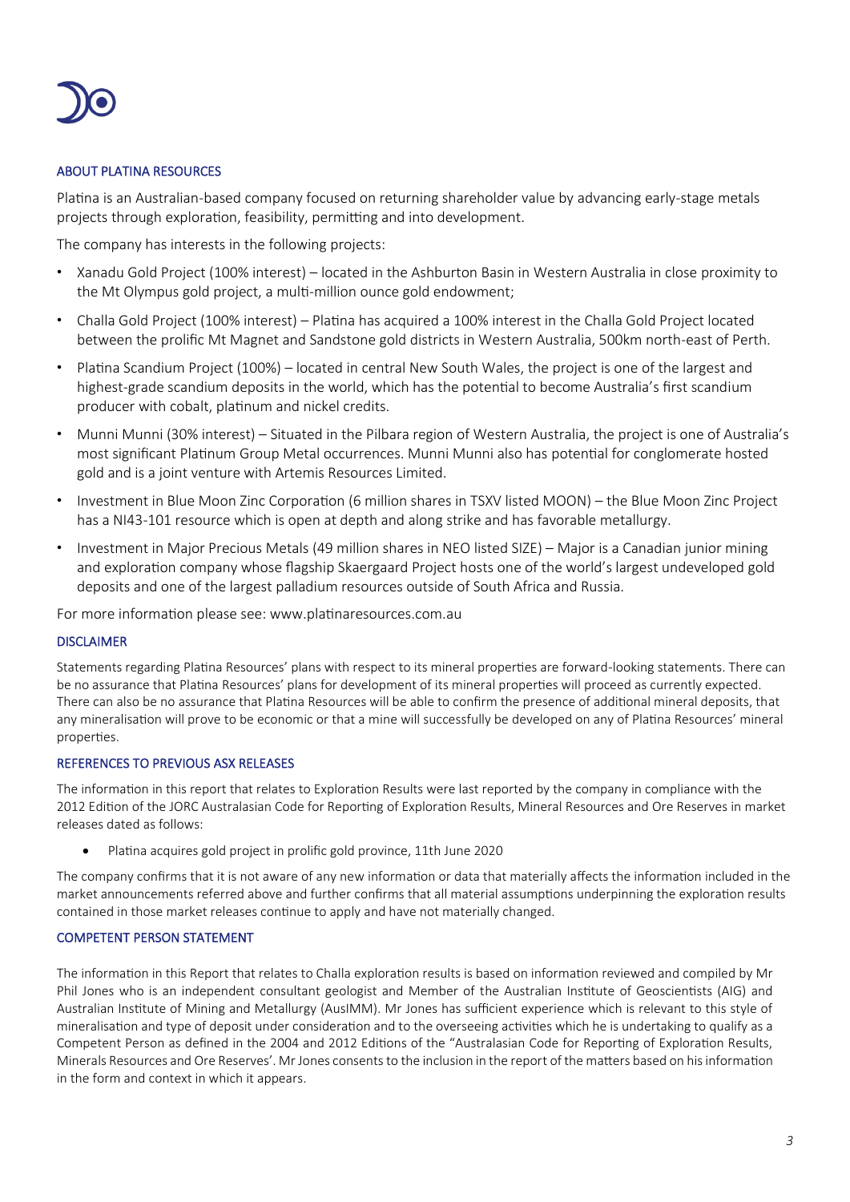## ABOUT PLATINA RESOURCES

Platina is an Australian-based company focused on returning shareholder value by advancing early-stage metals projects through exploration, feasibility, permitting and into development.

The company has interests in the following projects:

- Xanadu Gold Project (100% interest) – located in the Ashburton Basin in Western Australia in close proximity to the Mt Olympus gold project, a multi-million ounce gold endowment;
- Challa Gold Project (100% interest) – Platina has acquired a 100% interest in the Challa Gold Project located between the prolific Mt Magnet and Sandstone gold districts in Western Australia, 500km north-east of Perth.
- Platina Scandium Project (100%) – located in central New South Wales, the project is one of the largest and highest-grade scandium deposits in the world, which has the potential to become Australia's first scandium producer with cobalt, platinum and nickel credits.
- Munni Munni (30% interest) – Situated in the Pilbara region of Western Australia, the project is one of Australia's most significant Platinum Group Metal occurrences. Munni Munni also has potential for conglomerate hosted gold and is a joint venture with Artemis Resources Limited.
- Investment in Blue Moon Zinc Corporation (6 million shares in TSXV listed MOON) – the Blue Moon Zinc Project has a NI43-101 resource which is open at depth and along strike and has favorable metallurgy.
- Investment in Major Precious Metals (49 million shares in NEO listed SIZE) – Major is a Canadian junior mining and exploration company whose flagship Skaergaard Project hosts one of the world's largest undeveloped gold deposits and one of the largest palladium resources outside of South Africa and Russia.

For more information please see: www.platinaresources.com.au

## DISCLAIMER

Statements regarding Platina Resources' plans with respect to its mineral properties are forward-looking statements. There can be no assurance that Platina Resources' plans for development of its mineral properties will proceed as currently expected. There can also be no assurance that Platina Resources will be able to confirm the presence of additional mineral deposits, that any mineralisation will prove to be economic or that a mine will successfully be developed on any of Platina Resources' mineral properties.

## REFERENCES TO PREVIOUS ASX RELEASES

The information in this report that relates to Exploration Results were last reported by the company in compliance with the 2012 Edition of the JORC Australasian Code for Reporting of Exploration Results, Mineral Resources and Ore Reserves in market releases dated as follows:

- Platina acquires gold project in prolific gold province, 11th June 2020

The company confirms that it is not aware of any new information or data that materially affects the information included in the market announcements referred above and further confirms that all material assumptions underpinning the exploration results contained in those market releases continue to apply and have not materially changed.

## COMPETENT PERSON STATEMENT

The information in this Report that relates to Challa exploration results is based on information reviewed and compiled by Mr Phil Jones who is an independent consultant geologist and Member of the Australian Institute of Geoscientists (AIG) and Australian Institute of Mining and Metallurgy (AusIMM). Mr Jones has sufficient experience which is relevant to this style of mineralisation and type of deposit under consideration and to the overseeing activities which he is undertaking to qualify as a Competent Person as defined in the 2004 and 2012 Editions of the "Australasian Code for Reporting of Exploration Results, Minerals Resources and Ore Reserves'. Mr Jones consents to the inclusion in the report of the matters based on his information in the form and context in which it appears.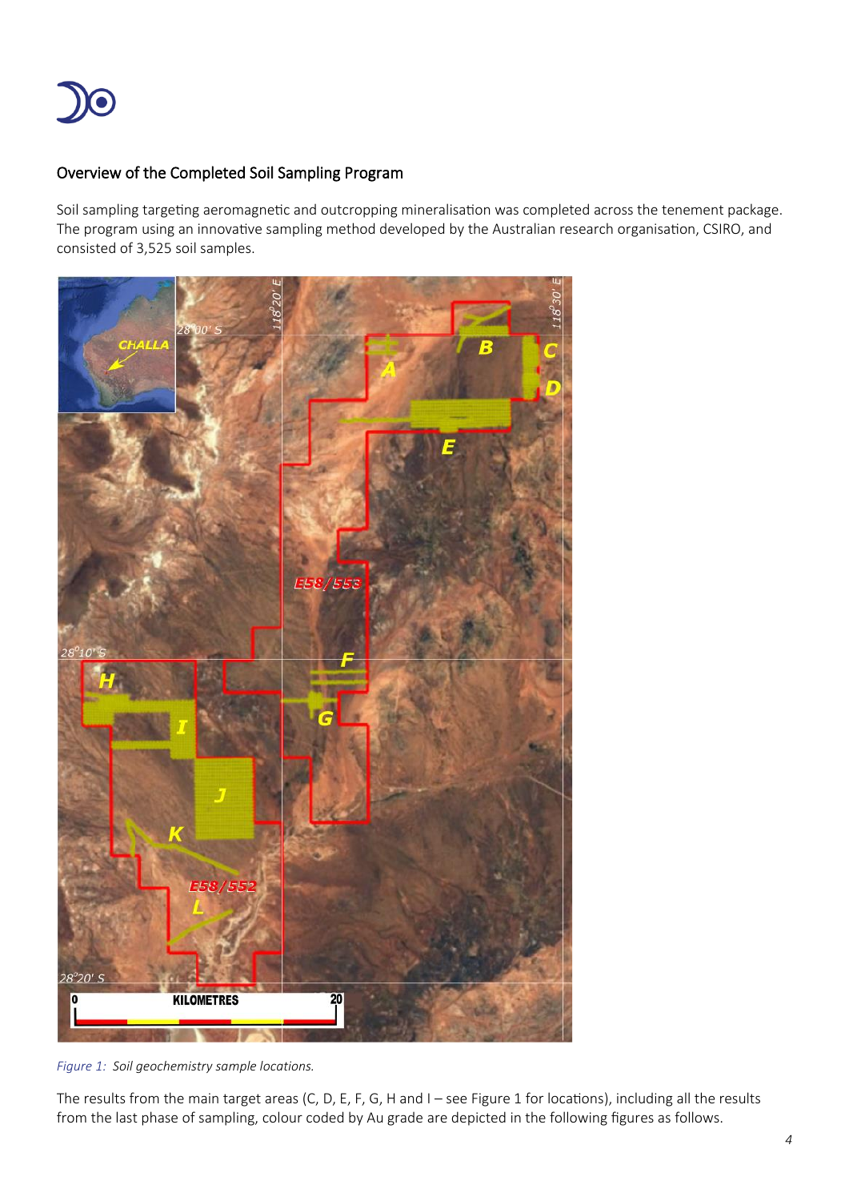## Overview of the Completed Soil Sampling Program

Soil sampling targeting aeromagnetic and outcropping mineralisation was completed across the tenement package. The program using an innovative sampling method developed by the Australian research organisation, CSIRO, and consisted of 3,525 soil samples.

*Figure 1: Soil geochemistry sample locations.*

The results from the main target areas (C, D, E, F, G, H and I – see Figure 1 for locations), including all the results from the last phase of sampling, colour coded by Au grade are depicted in the following figures as follows.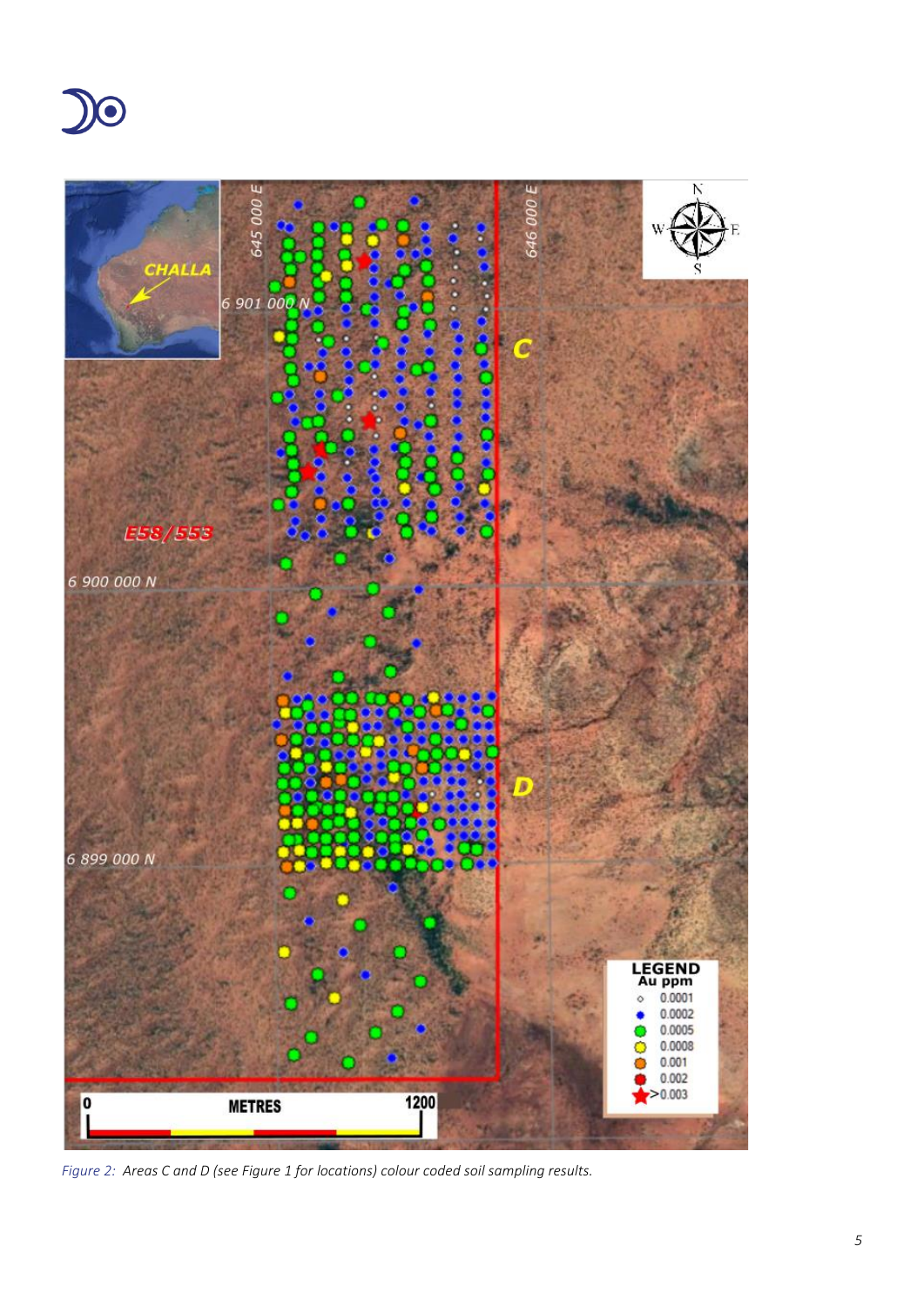*Figure 2: Areas C and D (see Figure 1 for locations) colour coded soil sampling results.*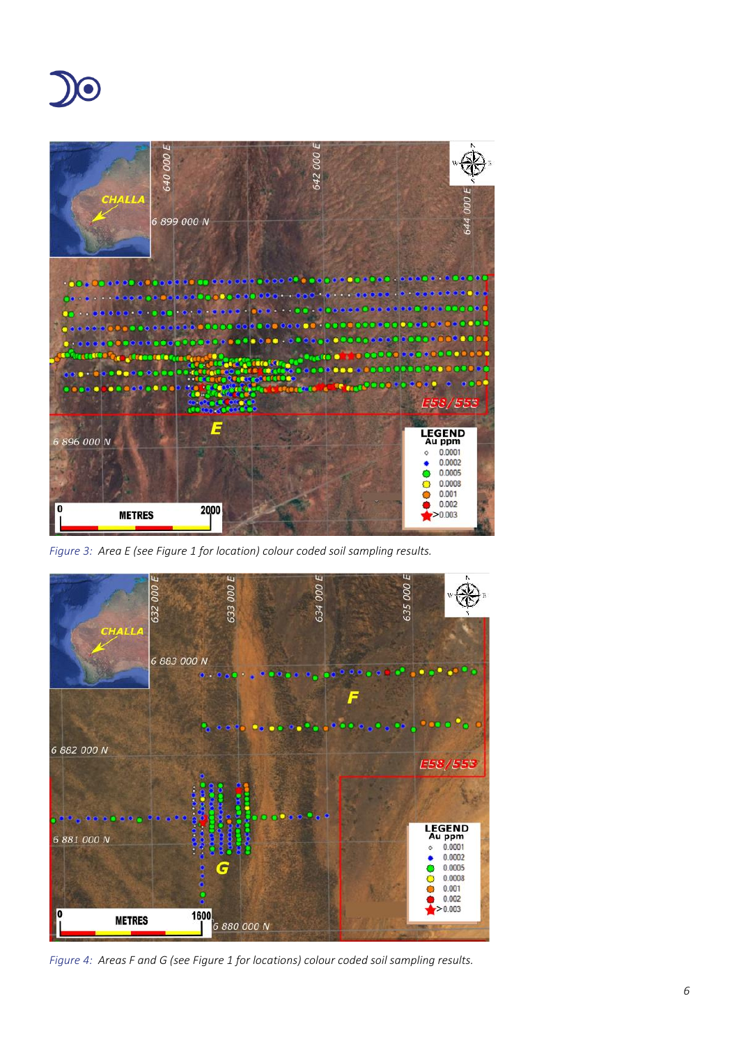Figure 3: Area E (see Figure 1 for location) colour coded soil sampling results.

Figure 4: Areas F and G (see Figure 1 for locations) colour coded soil sampling results.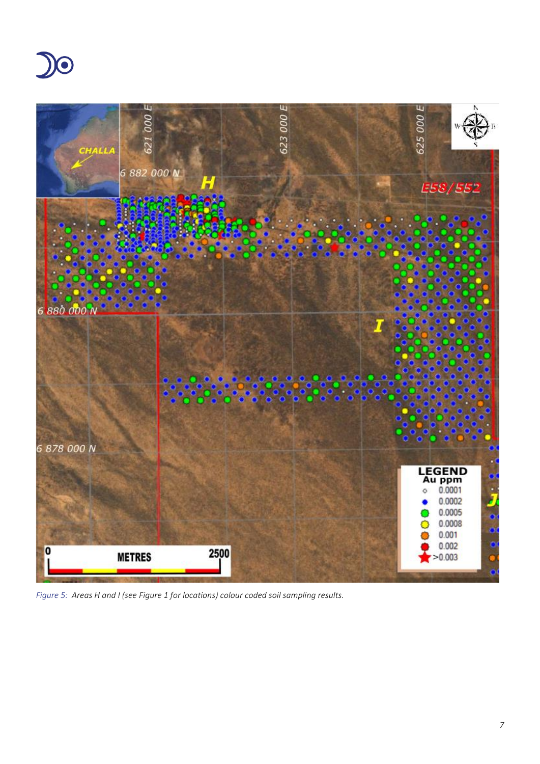*Figure 5: Areas H and I (see Figure 1 for locations) colour coded soil sampling results.*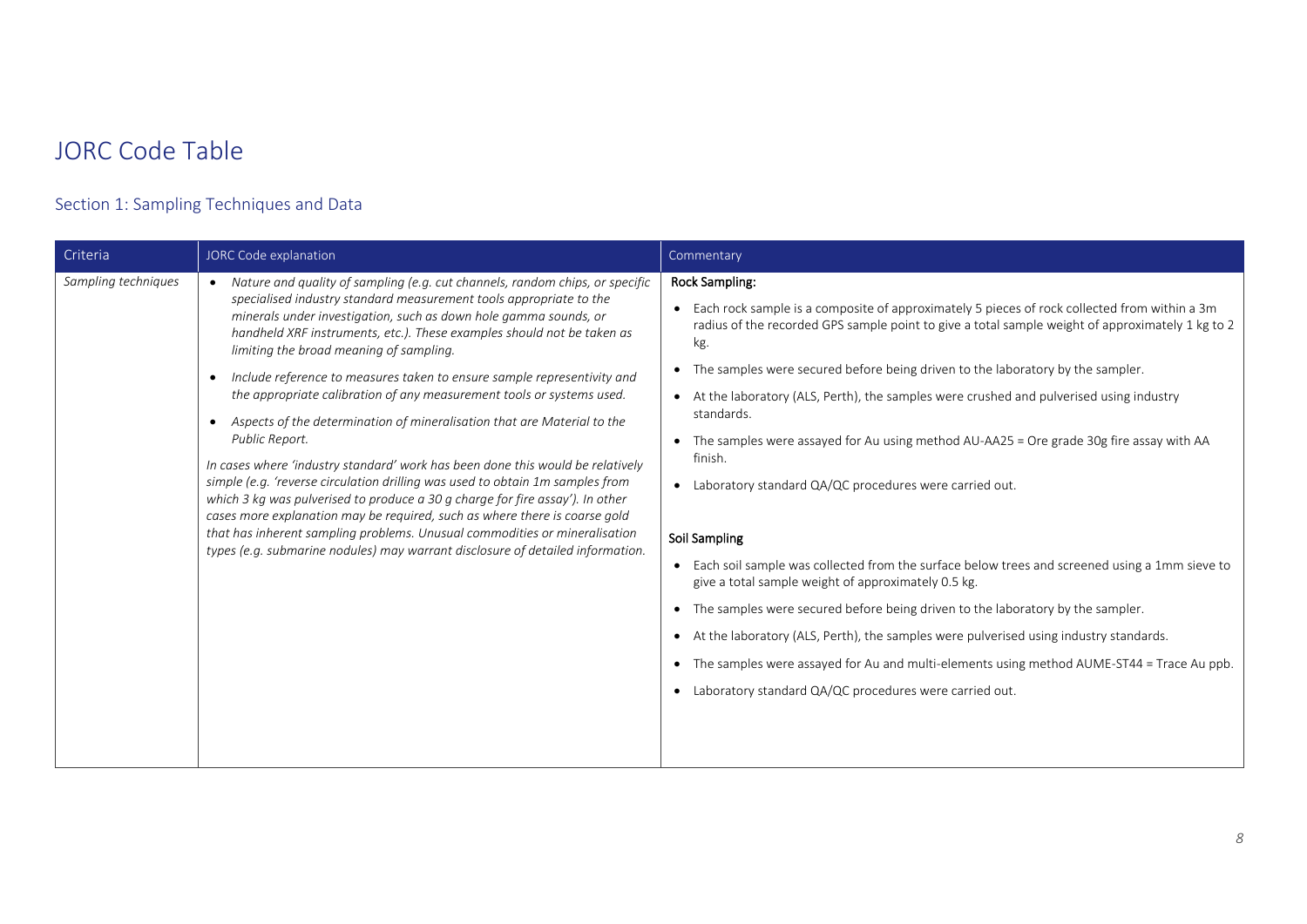# JORC Code Table

## Section 1: Sampling Techniques and Data

| Criteria | JORC Code explanation | Commentary |
|---|---|---|
| *Sampling techniques* | • *Nature and quality of sampling (e.g. cut channels, random chips, or specific specialised industry standard measurement tools appropriate to the minerals under investigation, such as down hole gamma sounds, or handheld XRF instruments, etc.). These examples should not be taken as limiting the broad meaning of sampling.*<br>• *Include reference to measures taken to ensure sample representivity and the appropriate calibration of any measurement tools or systems used.*<br>• *Aspects of the determination of mineralisation that are Material to the Public Report.*<br>*In cases where 'industry standard' work has been done this would be relatively simple (e.g. 'reverse circulation drilling was used to obtain 1m samples from which 3 kg was pulverised to produce a 30 g charge for fire assay'). In other cases more explanation may be required, such as where there is coarse gold that has inherent sampling problems. Unusual commodities or mineralisation types (e.g. submarine nodules) may warrant disclosure of detailed information.* | **Rock Sampling:**<br>• Each rock sample is a composite of approximately 5 pieces of rock collected from within a 3m radius of the recorded GPS sample point to give a total sample weight of approximately 1 kg to 2 kg.<br>• The samples were secured before being driven to the laboratory by the sampler.<br>• At the laboratory (ALS, Perth), the samples were crushed and pulverised using industry standards.<br>• The samples were assayed for Au using method AU-AA25 = Ore grade 30g fire assay with AA finish.<br>• Laboratory standard QA/QC procedures were carried out.<br><br>**Soil Sampling**<br>• Each soil sample was collected from the surface below trees and screened using a 1mm sieve to give a total sample weight of approximately 0.5 kg.<br>• The samples were secured before being driven to the laboratory by the sampler.<br>• At the laboratory (ALS, Perth), the samples were pulverised using industry standards.<br>• The samples were assayed for Au and multi-elements using method AUME-ST44 = Trace Au ppb.<br>• Laboratory standard QA/QC procedures were carried out. |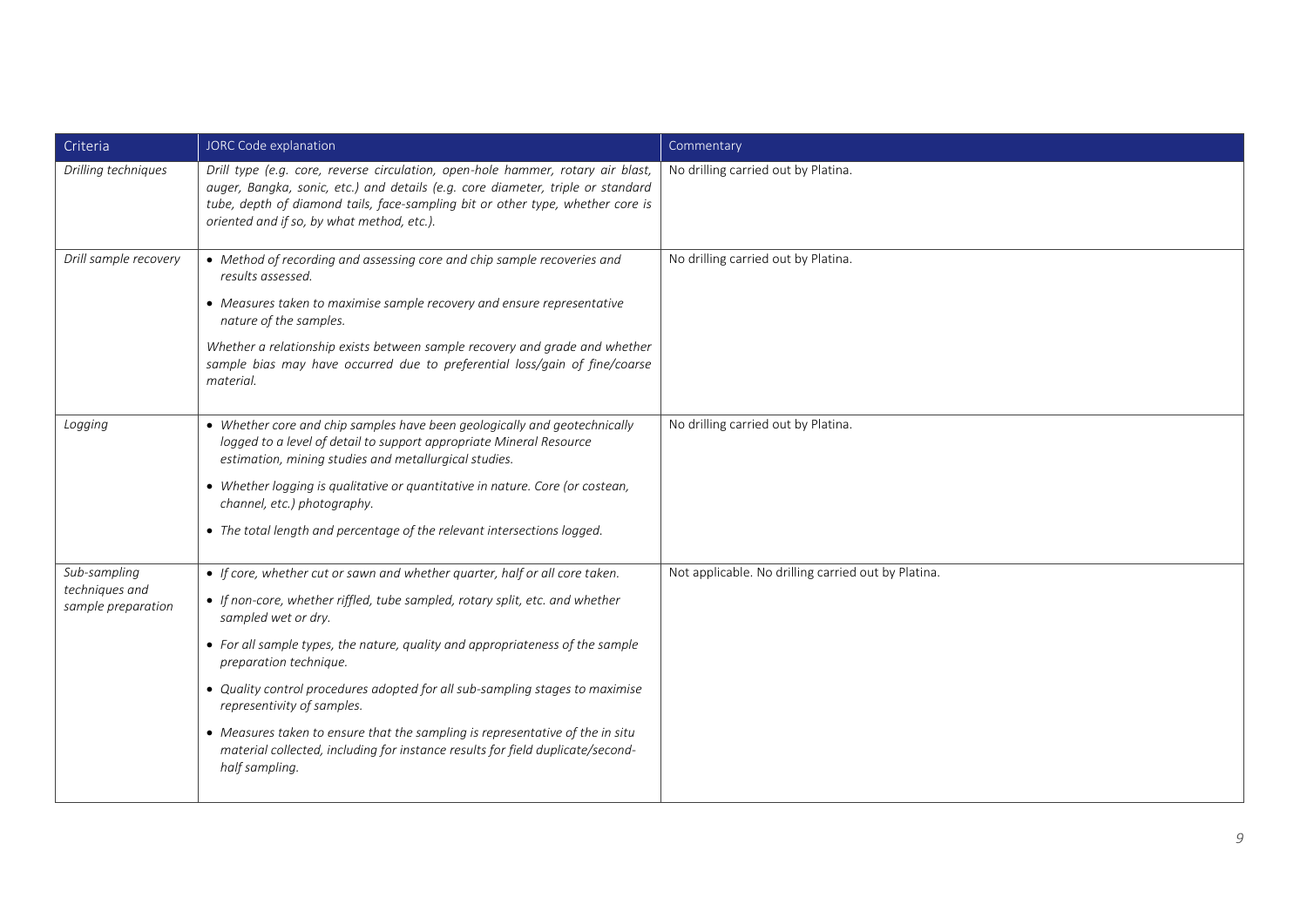| Criteria | JORC Code explanation | Commentary |
|---|---|---|
| *Drilling techniques* | *Drill type (e.g. core, reverse circulation, open-hole hammer, rotary air blast, auger, Bangka, sonic, etc.) and details (e.g. core diameter, triple or standard tube, depth of diamond tails, face-sampling bit or other type, whether core is oriented and if so, by what method, etc.).* | No drilling carried out by Platina. |
| *Drill sample recovery* | • *Method of recording and assessing core and chip sample recoveries and results assessed.*<br>• *Measures taken to maximise sample recovery and ensure representative nature of the samples.*<br>*Whether a relationship exists between sample recovery and grade and whether sample bias may have occurred due to preferential loss/gain of fine/coarse material.* | No drilling carried out by Platina. |
| *Logging* | • *Whether core and chip samples have been geologically and geotechnically logged to a level of detail to support appropriate Mineral Resource estimation, mining studies and metallurgical studies.*<br>• *Whether logging is qualitative or quantitative in nature. Core (or costean, channel, etc.) photography.*<br>• *The total length and percentage of the relevant intersections logged.* | No drilling carried out by Platina. |
| *Sub-sampling techniques and sample preparation* | • *If core, whether cut or sawn and whether quarter, half or all core taken.*<br>• *If non-core, whether riffled, tube sampled, rotary split, etc. and whether sampled wet or dry.*<br>• *For all sample types, the nature, quality and appropriateness of the sample preparation technique.*<br>• *Quality control procedures adopted for all sub-sampling stages to maximise representivity of samples.*<br>• *Measures taken to ensure that the sampling is representative of the in situ material collected, including for instance results for field duplicate/second-half sampling.* | Not applicable. No drilling carried out by Platina. |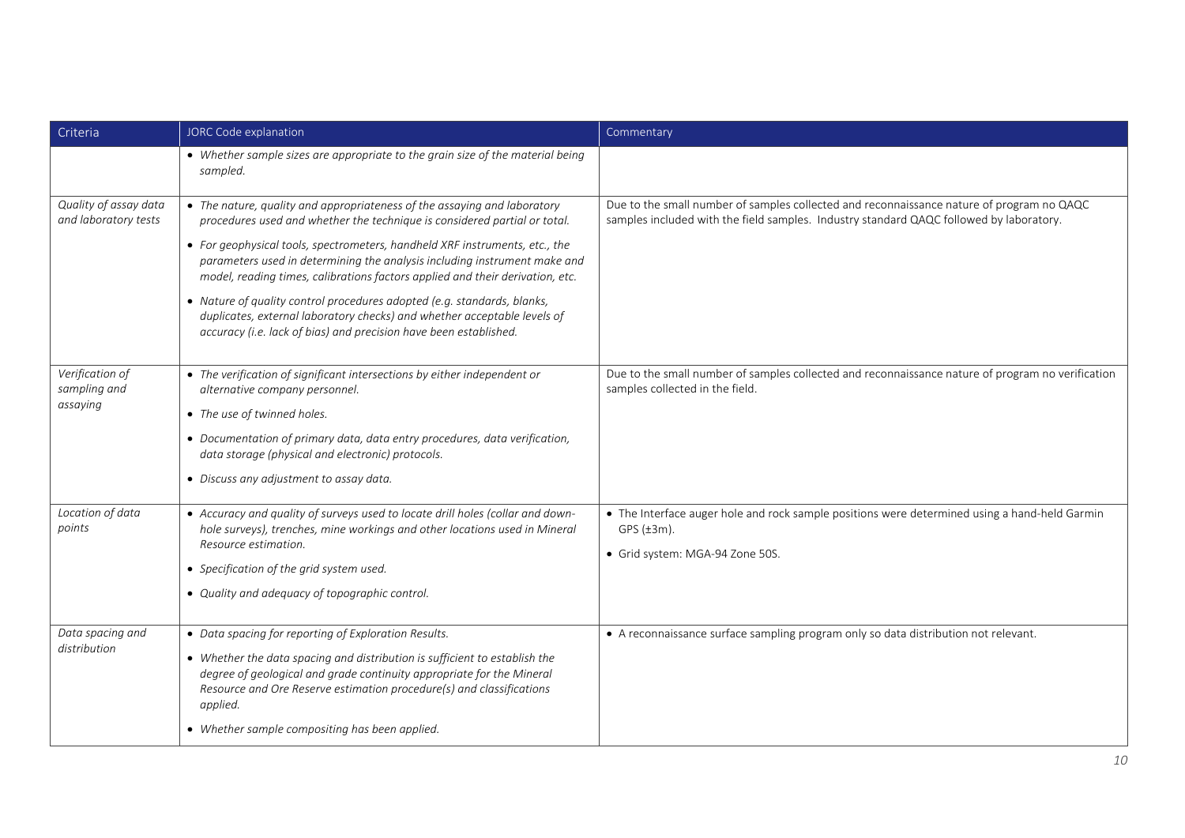| Criteria | JORC Code explanation | Commentary |
|---|---|---|
| | • *Whether sample sizes are appropriate to the grain size of the material being sampled.* | |
| *Quality of assay data and laboratory tests* | • *The nature, quality and appropriateness of the assaying and laboratory procedures used and whether the technique is considered partial or total.*<br>• *For geophysical tools, spectrometers, handheld XRF instruments, etc., the parameters used in determining the analysis including instrument make and model, reading times, calibrations factors applied and their derivation, etc.*<br>• *Nature of quality control procedures adopted (e.g. standards, blanks, duplicates, external laboratory checks) and whether acceptable levels of accuracy (i.e. lack of bias) and precision have been established.* | Due to the small number of samples collected and reconnaissance nature of program no QAQC samples included with the field samples. Industry standard QAQC followed by laboratory. |
| *Verification of sampling and assaying* | • *The verification of significant intersections by either independent or alternative company personnel.*<br>• *The use of twinned holes.*<br>• *Documentation of primary data, data entry procedures, data verification, data storage (physical and electronic) protocols.*<br>• *Discuss any adjustment to assay data.* | Due to the small number of samples collected and reconnaissance nature of program no verification samples collected in the field. |
| *Location of data points* | • *Accuracy and quality of surveys used to locate drill holes (collar and down-hole surveys), trenches, mine workings and other locations used in Mineral Resource estimation.*<br>• *Specification of the grid system used.*<br>• *Quality and adequacy of topographic control.* | • The Interface auger hole and rock sample positions were determined using a hand-held Garmin GPS (±3m).<br>• Grid system: MGA-94 Zone 50S. |
| *Data spacing and distribution* | • *Data spacing for reporting of Exploration Results.*<br>• *Whether the data spacing and distribution is sufficient to establish the degree of geological and grade continuity appropriate for the Mineral Resource and Ore Reserve estimation procedure(s) and classifications applied.*<br>• *Whether sample compositing has been applied.* | • A reconnaissance surface sampling program only so data distribution not relevant. |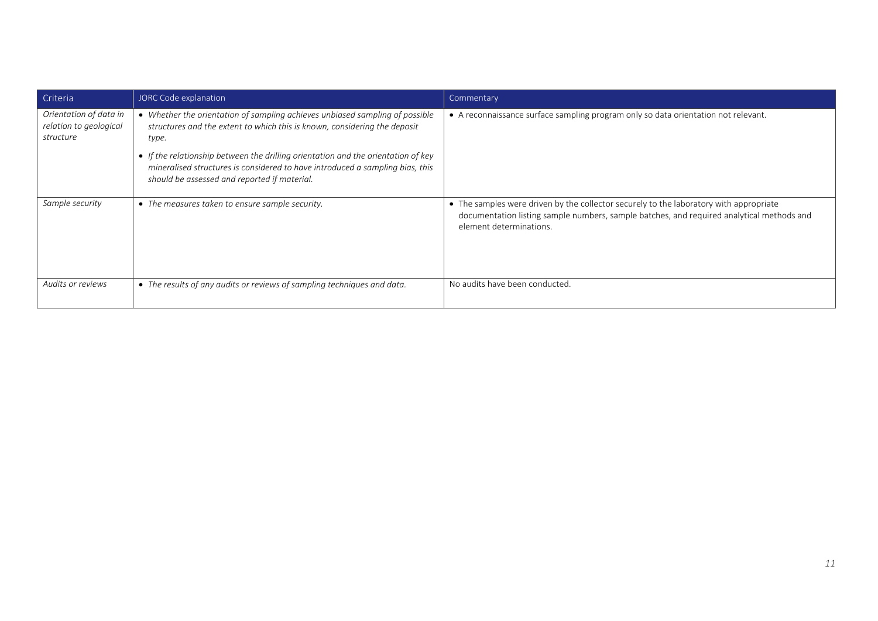| Criteria | JORC Code explanation | Commentary |
|---|---|---|
| *Orientation of data in relation to geological structure* | • *Whether the orientation of sampling achieves unbiased sampling of possible structures and the extent to which this is known, considering the deposit type.*<br>• *If the relationship between the drilling orientation and the orientation of key mineralised structures is considered to have introduced a sampling bias, this should be assessed and reported if material.* | • A reconnaissance surface sampling program only so data orientation not relevant. |
| *Sample security* | • *The measures taken to ensure sample security.* | • The samples were driven by the collector securely to the laboratory with appropriate documentation listing sample numbers, sample batches, and required analytical methods and element determinations. |
| *Audits or reviews* | • *The results of any audits or reviews of sampling techniques and data.* | No audits have been conducted. |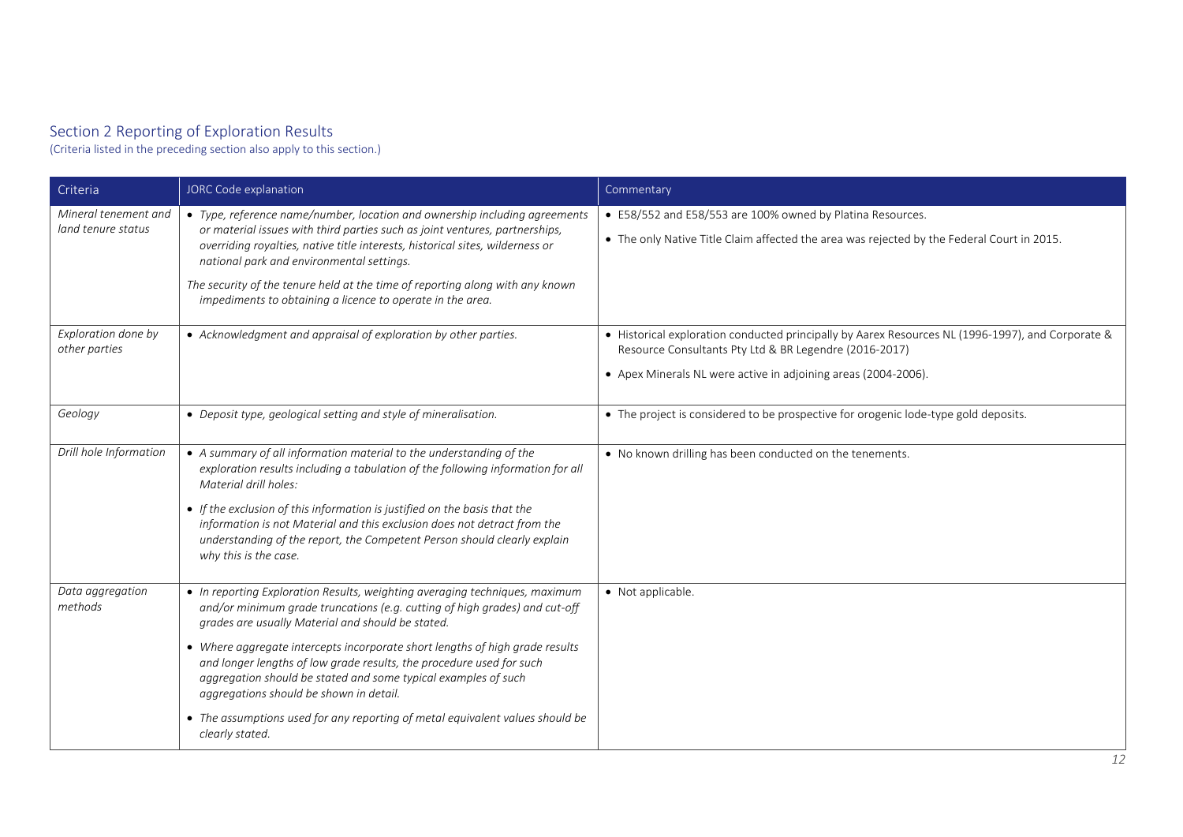## Section 2 Reporting of Exploration Results

(Criteria listed in the preceding section also apply to this section.)

| Criteria | JORC Code explanation | Commentary |
|---|---|---|
| *Mineral tenement and land tenure status* | • *Type, reference name/number, location and ownership including agreements or material issues with third parties such as joint ventures, partnerships, overriding royalties, native title interests, historical sites, wilderness or national park and environmental settings.*<br>*The security of the tenure held at the time of reporting along with any known impediments to obtaining a licence to operate in the area.* | • E58/552 and E58/553 are 100% owned by Platina Resources.<br>• The only Native Title Claim affected the area was rejected by the Federal Court in 2015. |
| *Exploration done by other parties* | • *Acknowledgment and appraisal of exploration by other parties.* | • Historical exploration conducted principally by Aarex Resources NL (1996-1997), and Corporate & Resource Consultants Pty Ltd & BR Legendre (2016-2017)<br>• Apex Minerals NL were active in adjoining areas (2004-2006). |
| *Geology* | • *Deposit type, geological setting and style of mineralisation.* | • The project is considered to be prospective for orogenic lode-type gold deposits. |
| *Drill hole Information* | • *A summary of all information material to the understanding of the exploration results including a tabulation of the following information for all Material drill holes:*<br>• *If the exclusion of this information is justified on the basis that the information is not Material and this exclusion does not detract from the understanding of the report, the Competent Person should clearly explain why this is the case.* | • No known drilling has been conducted on the tenements. |
| *Data aggregation methods* | • *In reporting Exploration Results, weighting averaging techniques, maximum and/or minimum grade truncations (e.g. cutting of high grades) and cut-off grades are usually Material and should be stated.*<br>• *Where aggregate intercepts incorporate short lengths of high grade results and longer lengths of low grade results, the procedure used for such aggregation should be stated and some typical examples of such aggregations should be shown in detail.*<br>• *The assumptions used for any reporting of metal equivalent values should be clearly stated.* | • Not applicable. |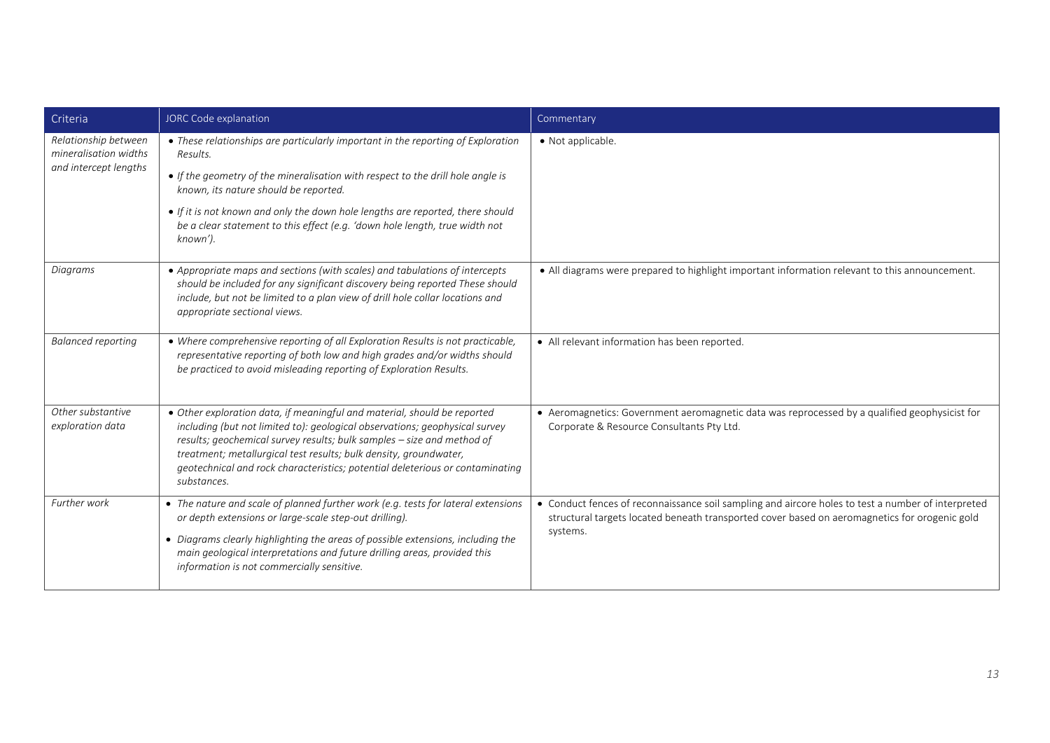| Criteria | JORC Code explanation | Commentary |
|---|---|---|
| *Relationship between mineralisation widths and intercept lengths* | • *These relationships are particularly important in the reporting of Exploration Results.* <br> • *If the geometry of the mineralisation with respect to the drill hole angle is known, its nature should be reported.* <br> • *If it is not known and only the down hole lengths are reported, there should be a clear statement to this effect (e.g. 'down hole length, true width not known').* | • Not applicable. |
| *Diagrams* | • *Appropriate maps and sections (with scales) and tabulations of intercepts should be included for any significant discovery being reported These should include, but not be limited to a plan view of drill hole collar locations and appropriate sectional views.* | • All diagrams were prepared to highlight important information relevant to this announcement. |
| *Balanced reporting* | • *Where comprehensive reporting of all Exploration Results is not practicable, representative reporting of both low and high grades and/or widths should be practiced to avoid misleading reporting of Exploration Results.* | • All relevant information has been reported. |
| *Other substantive exploration data* | • *Other exploration data, if meaningful and material, should be reported including (but not limited to): geological observations; geophysical survey results; geochemical survey results; bulk samples – size and method of treatment; metallurgical test results; bulk density, groundwater, geotechnical and rock characteristics; potential deleterious or contaminating substances.* | • Aeromagnetics: Government aeromagnetic data was reprocessed by a qualified geophysicist for Corporate & Resource Consultants Pty Ltd. |
| *Further work* | • *The nature and scale of planned further work (e.g. tests for lateral extensions or depth extensions or large-scale step-out drilling).* <br> • *Diagrams clearly highlighting the areas of possible extensions, including the main geological interpretations and future drilling areas, provided this information is not commercially sensitive.* | • Conduct fences of reconnaissance soil sampling and aircore holes to test a number of interpreted structural targets located beneath transported cover based on aeromagnetics for orogenic gold systems. |